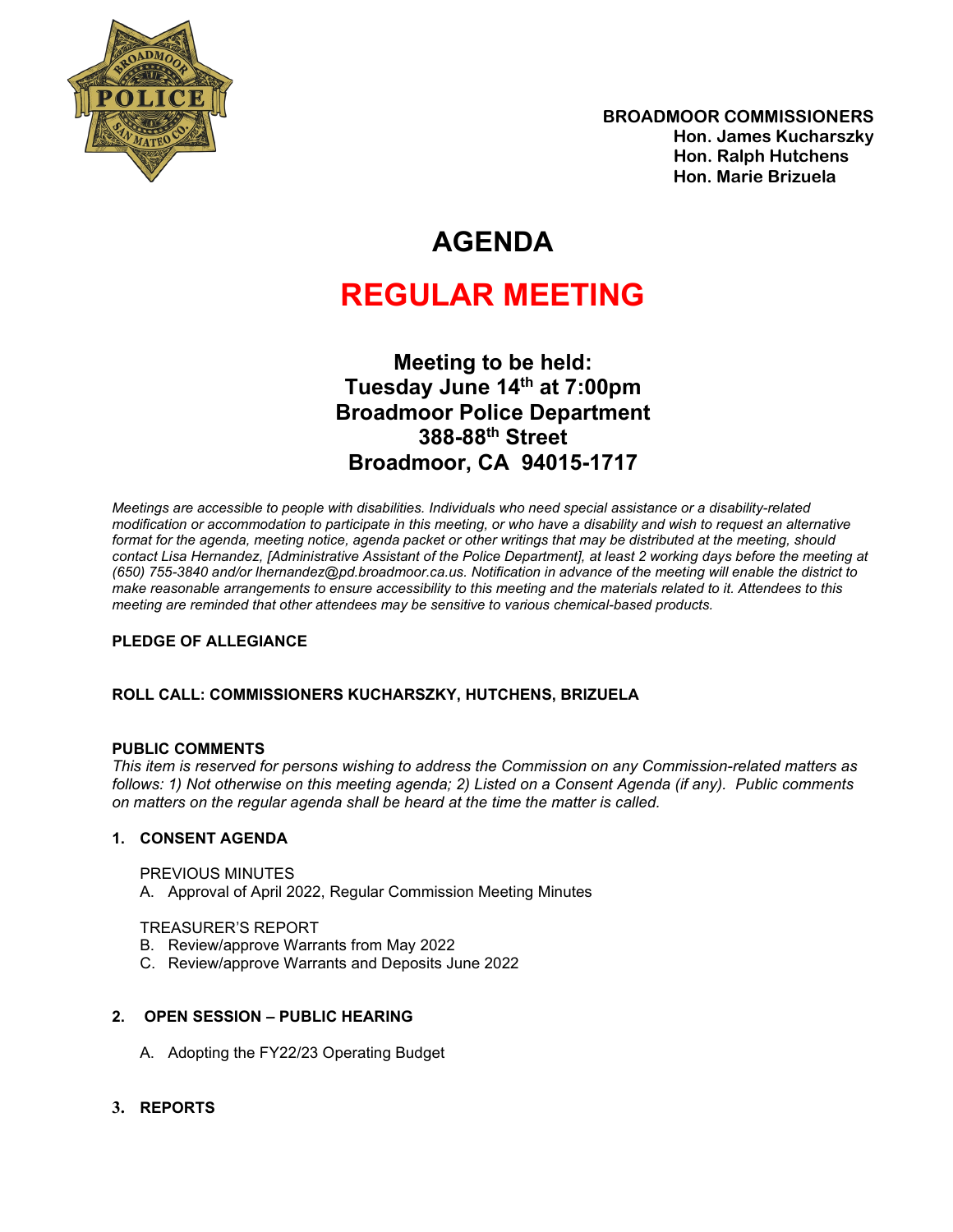**BROADMOOR COMMISSIONERS**
**Hon. James Kucharszky**
**Hon. Ralph Hutchens**
**Hon. Marie Brizuela**

# AGENDA

# REGULAR MEETING

**Meeting to be held:**
**Tuesday June 14th at 7:00pm**
**Broadmoor Police Department**
**388-88th Street**
**Broadmoor, CA 94015-1717**

*Meetings are accessible to people with disabilities. Individuals who need special assistance or a disability-related modification or accommodation to participate in this meeting, or who have a disability and wish to request an alternative format for the agenda, meeting notice, agenda packet or other writings that may be distributed at the meeting, should contact Lisa Hernandez, [Administrative Assistant of the Police Department], at least 2 working days before the meeting at (650) 755-3840 and/or lhernandez@pd.broadmoor.ca.us. Notification in advance of the meeting will enable the district to make reasonable arrangements to ensure accessibility to this meeting and the materials related to it. Attendees to this meeting are reminded that other attendees may be sensitive to various chemical-based products.*

**PLEDGE OF ALLEGIANCE**

**ROLL CALL: COMMISSIONERS KUCHARSZKY, HUTCHENS, BRIZUELA**

**PUBLIC COMMENTS**

*This item is reserved for persons wishing to address the Commission on any Commission-related matters as follows: 1) Not otherwise on this meeting agenda; 2) Listed on a Consent Agenda (if any). Public comments on matters on the regular agenda shall be heard at the time the matter is called.*

**1. CONSENT AGENDA**

PREVIOUS MINUTES

A. Approval of April 2022, Regular Commission Meeting Minutes

TREASURER'S REPORT

B. Review/approve Warrants from May 2022
C. Review/approve Warrants and Deposits June 2022

**2. OPEN SESSION – PUBLIC HEARING**

A. Adopting the FY22/23 Operating Budget

**3. REPORTS**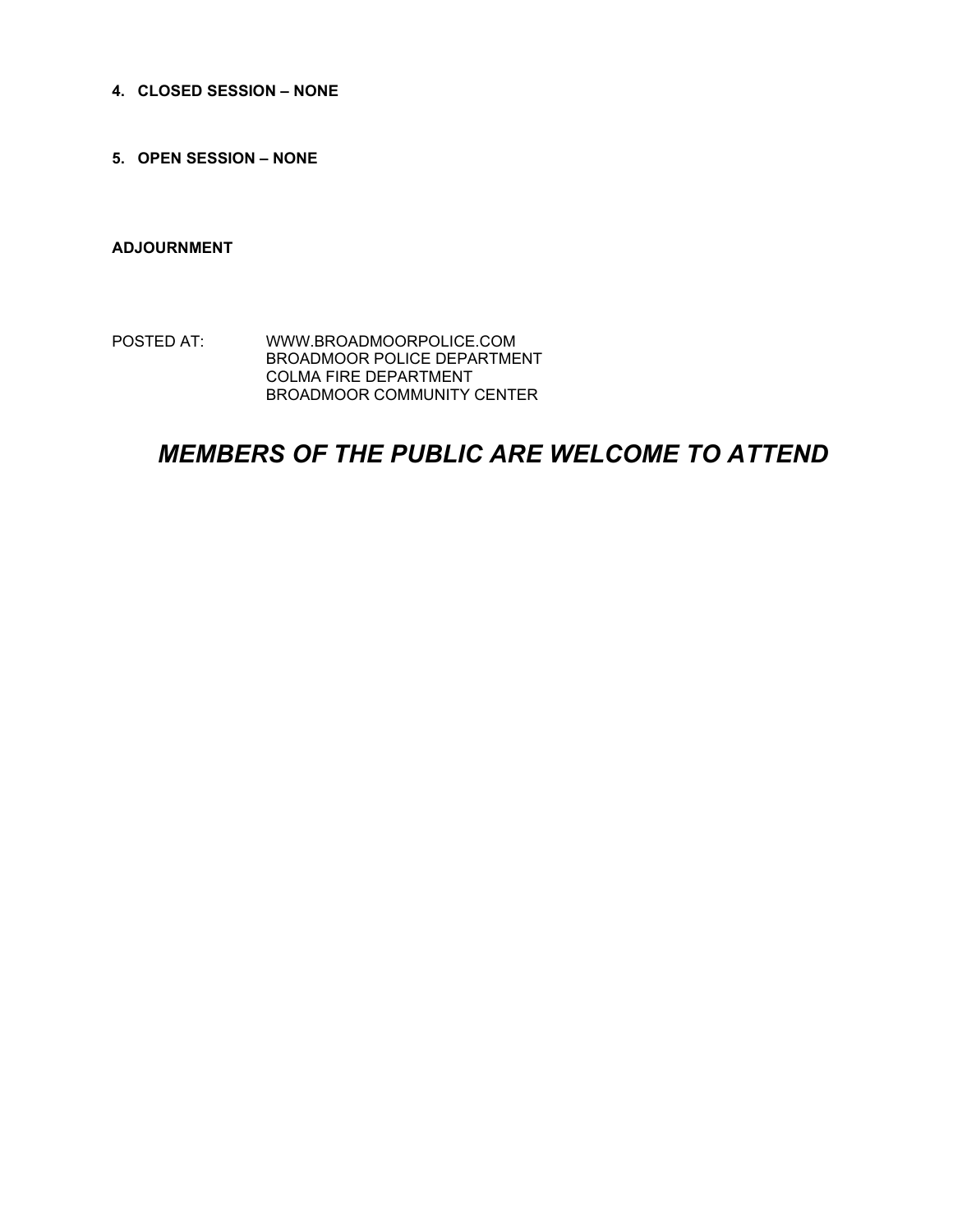**4. CLOSED SESSION – NONE**

**5. OPEN SESSION – NONE**

**ADJOURNMENT**

POSTED AT: WWW.BROADMOORPOLICE.COM
BROADMOOR POLICE DEPARTMENT
COLMA FIRE DEPARTMENT
BROADMOOR COMMUNITY CENTER

## *MEMBERS OF THE PUBLIC ARE WELCOME TO ATTEND*